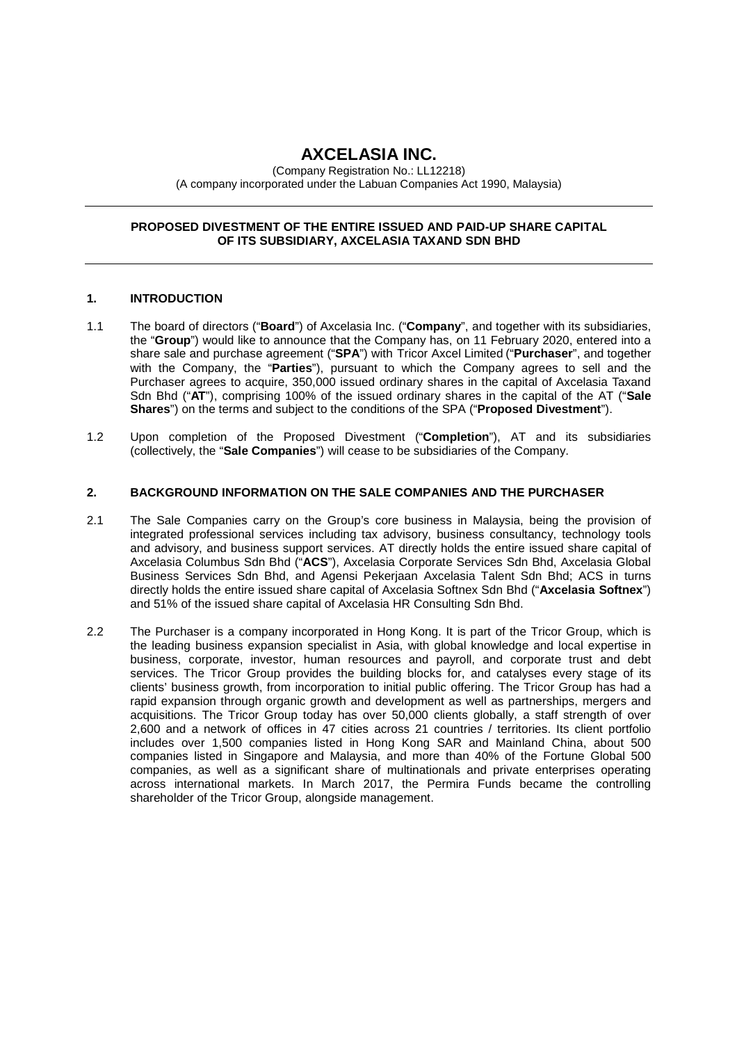# AXCELASIA INC.

(Company Registration No.: LL12218)
(A company incorporated under the Labuan Companies Act 1990, Malaysia)

---

**PROPOSED DIVESTMENT OF THE ENTIRE ISSUED AND PAID-UP SHARE CAPITAL OF ITS SUBSIDIARY, AXCELASIA TAXAND SDN BHD**

---

## 1. INTRODUCTION

1.1 The board of directors ("**Board**") of Axcelasia Inc. ("**Company**", and together with its subsidiaries, the "**Group**") would like to announce that the Company has, on 11 February 2020, entered into a share sale and purchase agreement ("**SPA**") with Tricor Axcel Limited ("**Purchaser**", and together with the Company, the "**Parties**"), pursuant to which the Company agrees to sell and the Purchaser agrees to acquire, 350,000 issued ordinary shares in the capital of Axcelasia Taxand Sdn Bhd ("**AT**"), comprising 100% of the issued ordinary shares in the capital of the AT ("**Sale Shares**") on the terms and subject to the conditions of the SPA ("**Proposed Divestment**").

1.2 Upon completion of the Proposed Divestment ("**Completion**"), AT and its subsidiaries (collectively, the "**Sale Companies**") will cease to be subsidiaries of the Company.

## 2. BACKGROUND INFORMATION ON THE SALE COMPANIES AND THE PURCHASER

2.1 The Sale Companies carry on the Group's core business in Malaysia, being the provision of integrated professional services including tax advisory, business consultancy, technology tools and advisory, and business support services. AT directly holds the entire issued share capital of Axcelasia Columbus Sdn Bhd ("**ACS**"), Axcelasia Corporate Services Sdn Bhd, Axcelasia Global Business Services Sdn Bhd, and Agensi Pekerjaan Axcelasia Talent Sdn Bhd; ACS in turns directly holds the entire issued share capital of Axcelasia Softnex Sdn Bhd ("**Axcelasia Softnex**") and 51% of the issued share capital of Axcelasia HR Consulting Sdn Bhd.

2.2 The Purchaser is a company incorporated in Hong Kong. It is part of the Tricor Group, which is the leading business expansion specialist in Asia, with global knowledge and local expertise in business, corporate, investor, human resources and payroll, and corporate trust and debt services. The Tricor Group provides the building blocks for, and catalyses every stage of its clients' business growth, from incorporation to initial public offering. The Tricor Group has had a rapid expansion through organic growth and development as well as partnerships, mergers and acquisitions. The Tricor Group today has over 50,000 clients globally, a staff strength of over 2,600 and a network of offices in 47 cities across 21 countries / territories. Its client portfolio includes over 1,500 companies listed in Hong Kong SAR and Mainland China, about 500 companies listed in Singapore and Malaysia, and more than 40% of the Fortune Global 500 companies, as well as a significant share of multinationals and private enterprises operating across international markets. In March 2017, the Permira Funds became the controlling shareholder of the Tricor Group, alongside management.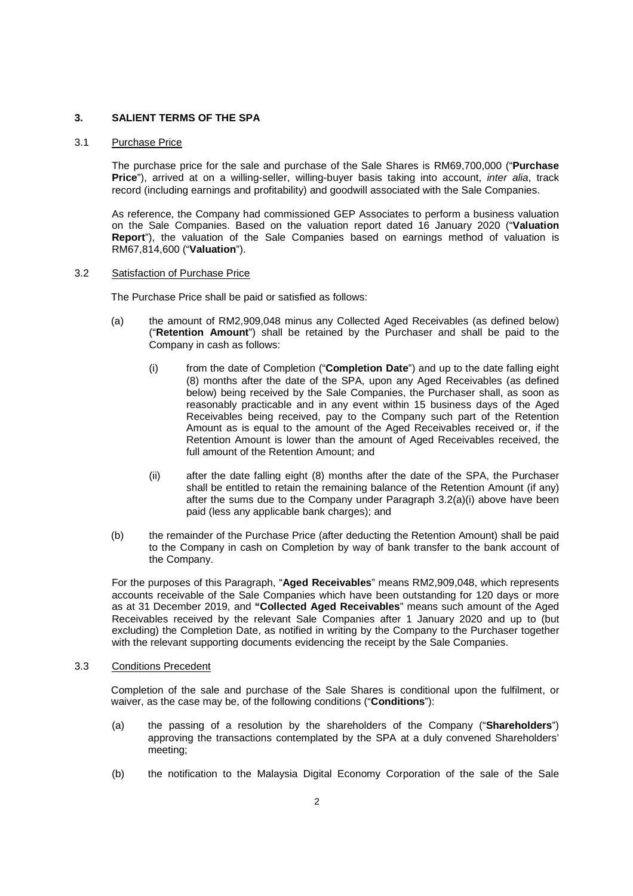## 3. SALIENT TERMS OF THE SPA

### 3.1 Purchase Price

The purchase price for the sale and purchase of the Sale Shares is RM69,700,000 ("**Purchase Price**"), arrived at on a willing-seller, willing-buyer basis taking into account, *inter alia*, track record (including earnings and profitability) and goodwill associated with the Sale Companies.

As reference, the Company had commissioned GEP Associates to perform a business valuation on the Sale Companies. Based on the valuation report dated 16 January 2020 ("**Valuation Report**"), the valuation of the Sale Companies based on earnings method of valuation is RM67,814,600 ("**Valuation**").

### 3.2 Satisfaction of Purchase Price

The Purchase Price shall be paid or satisfied as follows:

(a) the amount of RM2,909,048 minus any Collected Aged Receivables (as defined below) ("**Retention Amount**") shall be retained by the Purchaser and shall be paid to the Company in cash as follows:

(i) from the date of Completion ("**Completion Date**") and up to the date falling eight (8) months after the date of the SPA, upon any Aged Receivables (as defined below) being received by the Sale Companies, the Purchaser shall, as soon as reasonably practicable and in any event within 15 business days of the Aged Receivables being received, pay to the Company such part of the Retention Amount as is equal to the amount of the Aged Receivables received or, if the Retention Amount is lower than the amount of Aged Receivables received, the full amount of the Retention Amount; and

(ii) after the date falling eight (8) months after the date of the SPA, the Purchaser shall be entitled to retain the remaining balance of the Retention Amount (if any) after the sums due to the Company under Paragraph 3.2(a)(i) above have been paid (less any applicable bank charges); and

(b) the remainder of the Purchase Price (after deducting the Retention Amount) shall be paid to the Company in cash on Completion by way of bank transfer to the bank account of the Company.

For the purposes of this Paragraph, "**Aged Receivables**" means RM2,909,048, which represents accounts receivable of the Sale Companies which have been outstanding for 120 days or more as at 31 December 2019, and **"Collected Aged Receivables**" means such amount of the Aged Receivables received by the relevant Sale Companies after 1 January 2020 and up to (but excluding) the Completion Date, as notified in writing by the Company to the Purchaser together with the relevant supporting documents evidencing the receipt by the Sale Companies.

### 3.3 Conditions Precedent

Completion of the sale and purchase of the Sale Shares is conditional upon the fulfilment, or waiver, as the case may be, of the following conditions ("**Conditions**"):

(a) the passing of a resolution by the shareholders of the Company ("**Shareholders**") approving the transactions contemplated by the SPA at a duly convened Shareholders' meeting;

(b) the notification to the Malaysia Digital Economy Corporation of the sale of the Sale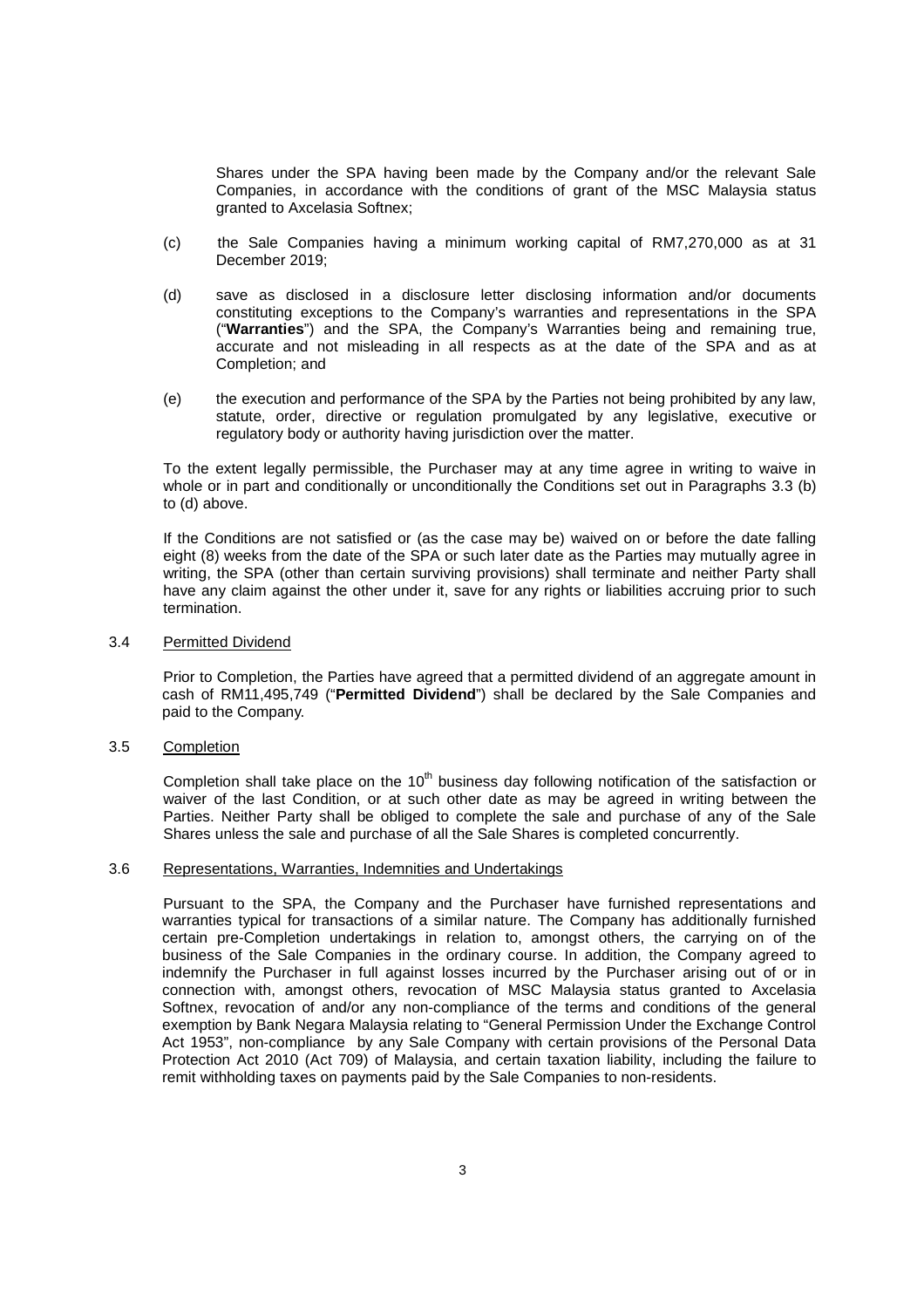Shares under the SPA having been made by the Company and/or the relevant Sale Companies, in accordance with the conditions of grant of the MSC Malaysia status granted to Axcelasia Softnex;

(c) the Sale Companies having a minimum working capital of RM7,270,000 as at 31 December 2019;

(d) save as disclosed in a disclosure letter disclosing information and/or documents constituting exceptions to the Company's warranties and representations in the SPA ("**Warranties**") and the SPA, the Company's Warranties being and remaining true, accurate and not misleading in all respects as at the date of the SPA and as at Completion; and

(e) the execution and performance of the SPA by the Parties not being prohibited by any law, statute, order, directive or regulation promulgated by any legislative, executive or regulatory body or authority having jurisdiction over the matter.

To the extent legally permissible, the Purchaser may at any time agree in writing to waive in whole or in part and conditionally or unconditionally the Conditions set out in Paragraphs 3.3 (b) to (d) above.

If the Conditions are not satisfied or (as the case may be) waived on or before the date falling eight (8) weeks from the date of the SPA or such later date as the Parties may mutually agree in writing, the SPA (other than certain surviving provisions) shall terminate and neither Party shall have any claim against the other under it, save for any rights or liabilities accruing prior to such termination.

3.4 Permitted Dividend

Prior to Completion, the Parties have agreed that a permitted dividend of an aggregate amount in cash of RM11,495,749 ("**Permitted Dividend**") shall be declared by the Sale Companies and paid to the Company.

3.5 Completion

Completion shall take place on the 10th business day following notification of the satisfaction or waiver of the last Condition, or at such other date as may be agreed in writing between the Parties. Neither Party shall be obliged to complete the sale and purchase of any of the Sale Shares unless the sale and purchase of all the Sale Shares is completed concurrently.

3.6 Representations, Warranties, Indemnities and Undertakings

Pursuant to the SPA, the Company and the Purchaser have furnished representations and warranties typical for transactions of a similar nature. The Company has additionally furnished certain pre-Completion undertakings in relation to, amongst others, the carrying on of the business of the Sale Companies in the ordinary course. In addition, the Company agreed to indemnify the Purchaser in full against losses incurred by the Purchaser arising out of or in connection with, amongst others, revocation of MSC Malaysia status granted to Axcelasia Softnex, revocation of and/or any non-compliance of the terms and conditions of the general exemption by Bank Negara Malaysia relating to "General Permission Under the Exchange Control Act 1953", non-compliance by any Sale Company with certain provisions of the Personal Data Protection Act 2010 (Act 709) of Malaysia, and certain taxation liability, including the failure to remit withholding taxes on payments paid by the Sale Companies to non-residents.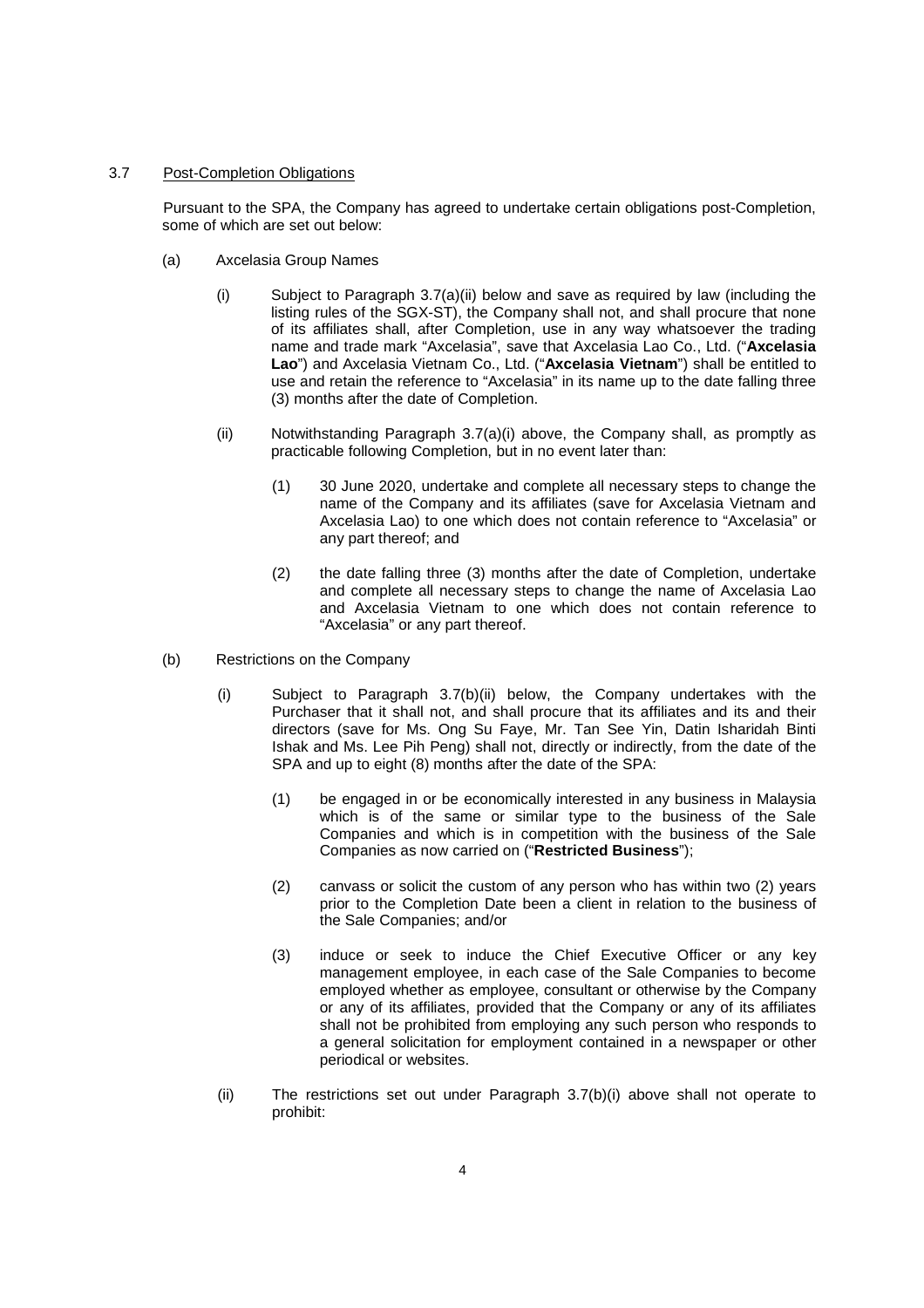3.7 Post-Completion Obligations

Pursuant to the SPA, the Company has agreed to undertake certain obligations post-Completion, some of which are set out below:

(a) Axcelasia Group Names

(i) Subject to Paragraph 3.7(a)(ii) below and save as required by law (including the listing rules of the SGX-ST), the Company shall not, and shall procure that none of its affiliates shall, after Completion, use in any way whatsoever the trading name and trade mark "Axcelasia", save that Axcelasia Lao Co., Ltd. ("**Axcelasia Lao**") and Axcelasia Vietnam Co., Ltd. ("**Axcelasia Vietnam**") shall be entitled to use and retain the reference to "Axcelasia" in its name up to the date falling three (3) months after the date of Completion.

(ii) Notwithstanding Paragraph 3.7(a)(i) above, the Company shall, as promptly as practicable following Completion, but in no event later than:

(1) 30 June 2020, undertake and complete all necessary steps to change the name of the Company and its affiliates (save for Axcelasia Vietnam and Axcelasia Lao) to one which does not contain reference to "Axcelasia" or any part thereof; and

(2) the date falling three (3) months after the date of Completion, undertake and complete all necessary steps to change the name of Axcelasia Lao and Axcelasia Vietnam to one which does not contain reference to "Axcelasia" or any part thereof.

(b) Restrictions on the Company

(i) Subject to Paragraph 3.7(b)(ii) below, the Company undertakes with the Purchaser that it shall not, and shall procure that its affiliates and its and their directors (save for Ms. Ong Su Faye, Mr. Tan See Yin, Datin Isharidah Binti Ishak and Ms. Lee Pih Peng) shall not, directly or indirectly, from the date of the SPA and up to eight (8) months after the date of the SPA:

(1) be engaged in or be economically interested in any business in Malaysia which is of the same or similar type to the business of the Sale Companies and which is in competition with the business of the Sale Companies as now carried on ("**Restricted Business**");

(2) canvass or solicit the custom of any person who has within two (2) years prior to the Completion Date been a client in relation to the business of the Sale Companies; and/or

(3) induce or seek to induce the Chief Executive Officer or any key management employee, in each case of the Sale Companies to become employed whether as employee, consultant or otherwise by the Company or any of its affiliates, provided that the Company or any of its affiliates shall not be prohibited from employing any such person who responds to a general solicitation for employment contained in a newspaper or other periodical or websites.

(ii) The restrictions set out under Paragraph 3.7(b)(i) above shall not operate to prohibit: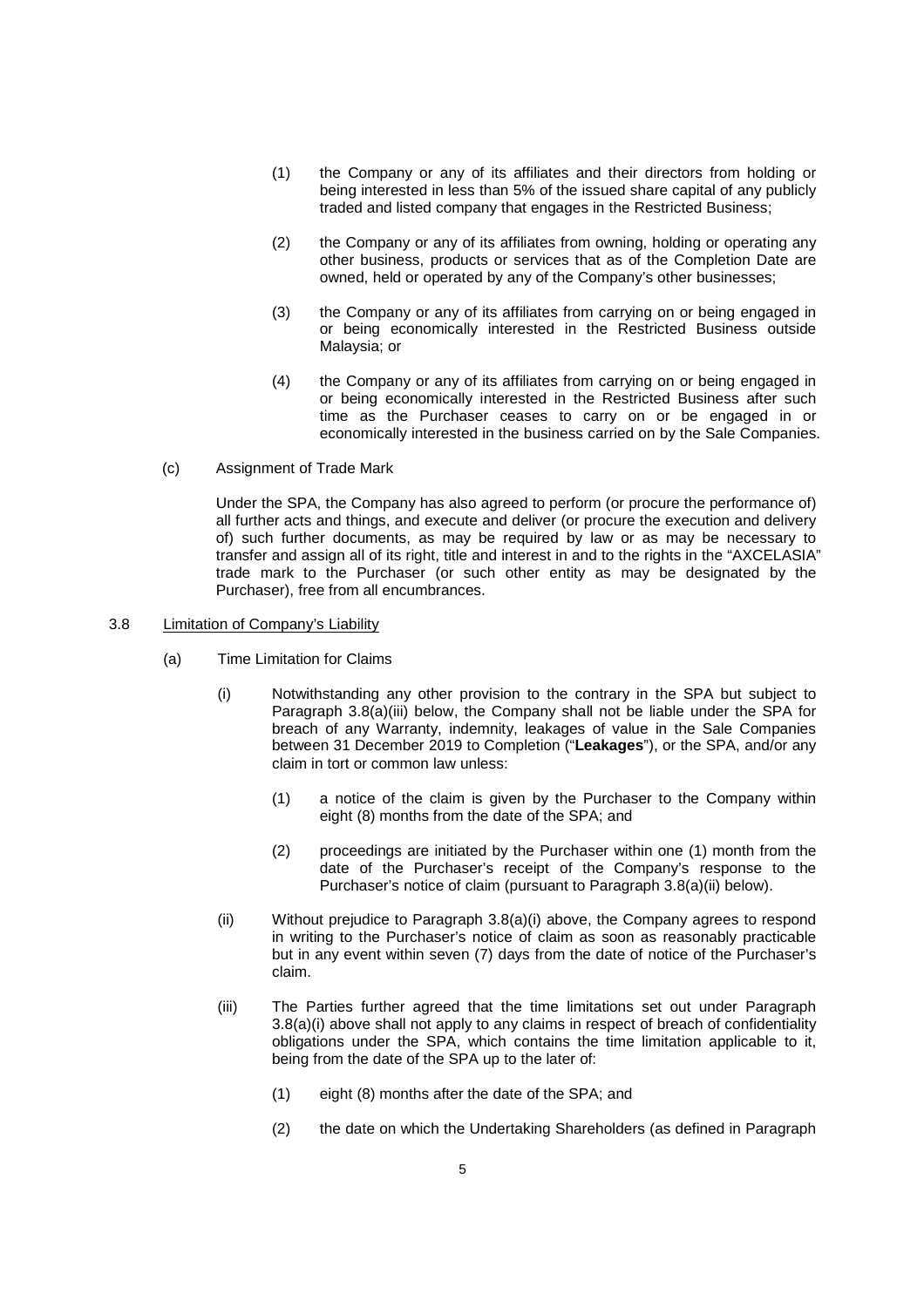(1) the Company or any of its affiliates and their directors from holding or being interested in less than 5% of the issued share capital of any publicly traded and listed company that engages in the Restricted Business;

(2) the Company or any of its affiliates from owning, holding or operating any other business, products or services that as of the Completion Date are owned, held or operated by any of the Company's other businesses;

(3) the Company or any of its affiliates from carrying on or being engaged in or being economically interested in the Restricted Business outside Malaysia; or

(4) the Company or any of its affiliates from carrying on or being engaged in or being economically interested in the Restricted Business after such time as the Purchaser ceases to carry on or be engaged in or economically interested in the business carried on by the Sale Companies.

(c) Assignment of Trade Mark

Under the SPA, the Company has also agreed to perform (or procure the performance of) all further acts and things, and execute and deliver (or procure the execution and delivery of) such further documents, as may be required by law or as may be necessary to transfer and assign all of its right, title and interest in and to the rights in the "AXCELASIA" trade mark to the Purchaser (or such other entity as may be designated by the Purchaser), free from all encumbrances.

3.8 <u>Limitation of Company's Liability</u>

(a) Time Limitation for Claims

(i) Notwithstanding any other provision to the contrary in the SPA but subject to Paragraph 3.8(a)(iii) below, the Company shall not be liable under the SPA for breach of any Warranty, indemnity, leakages of value in the Sale Companies between 31 December 2019 to Completion ("**Leakages**"), or the SPA, and/or any claim in tort or common law unless:

(1) a notice of the claim is given by the Purchaser to the Company within eight (8) months from the date of the SPA; and

(2) proceedings are initiated by the Purchaser within one (1) month from the date of the Purchaser's receipt of the Company's response to the Purchaser's notice of claim (pursuant to Paragraph 3.8(a)(ii) below).

(ii) Without prejudice to Paragraph 3.8(a)(i) above, the Company agrees to respond in writing to the Purchaser's notice of claim as soon as reasonably practicable but in any event within seven (7) days from the date of notice of the Purchaser's claim.

(iii) The Parties further agreed that the time limitations set out under Paragraph 3.8(a)(i) above shall not apply to any claims in respect of breach of confidentiality obligations under the SPA, which contains the time limitation applicable to it, being from the date of the SPA up to the later of:

(1) eight (8) months after the date of the SPA; and

(2) the date on which the Undertaking Shareholders (as defined in Paragraph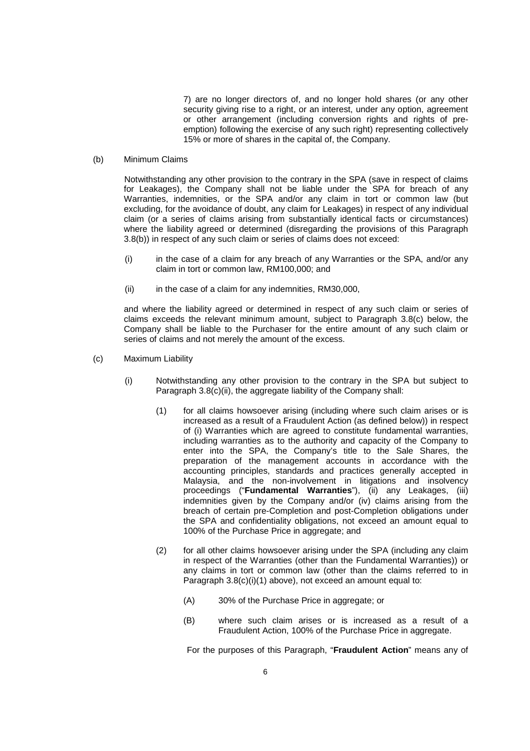7) are no longer directors of, and no longer hold shares (or any other security giving rise to a right, or an interest, under any option, agreement or other arrangement (including conversion rights and rights of pre-emption) following the exercise of any such right) representing collectively 15% or more of shares in the capital of, the Company.

(b) Minimum Claims

Notwithstanding any other provision to the contrary in the SPA (save in respect of claims for Leakages), the Company shall not be liable under the SPA for breach of any Warranties, indemnities, or the SPA and/or any claim in tort or common law (but excluding, for the avoidance of doubt, any claim for Leakages) in respect of any individual claim (or a series of claims arising from substantially identical facts or circumstances) where the liability agreed or determined (disregarding the provisions of this Paragraph 3.8(b)) in respect of any such claim or series of claims does not exceed:

(i) in the case of a claim for any breach of any Warranties or the SPA, and/or any claim in tort or common law, RM100,000; and

(ii) in the case of a claim for any indemnities, RM30,000,

and where the liability agreed or determined in respect of any such claim or series of claims exceeds the relevant minimum amount, subject to Paragraph 3.8(c) below, the Company shall be liable to the Purchaser for the entire amount of any such claim or series of claims and not merely the amount of the excess.

(c) Maximum Liability

(i) Notwithstanding any other provision to the contrary in the SPA but subject to Paragraph 3.8(c)(ii), the aggregate liability of the Company shall:

(1) for all claims howsoever arising (including where such claim arises or is increased as a result of a Fraudulent Action (as defined below)) in respect of (i) Warranties which are agreed to constitute fundamental warranties, including warranties as to the authority and capacity of the Company to enter into the SPA, the Company's title to the Sale Shares, the preparation of the management accounts in accordance with the accounting principles, standards and practices generally accepted in Malaysia, and the non-involvement in litigations and insolvency proceedings ("**Fundamental Warranties**"), (ii) any Leakages, (iii) indemnities given by the Company and/or (iv) claims arising from the breach of certain pre-Completion and post-Completion obligations under the SPA and confidentiality obligations, not exceed an amount equal to 100% of the Purchase Price in aggregate; and

(2) for all other claims howsoever arising under the SPA (including any claim in respect of the Warranties (other than the Fundamental Warranties)) or any claims in tort or common law (other than the claims referred to in Paragraph 3.8(c)(i)(1) above), not exceed an amount equal to:

(A) 30% of the Purchase Price in aggregate; or

(B) where such claim arises or is increased as a result of a Fraudulent Action, 100% of the Purchase Price in aggregate.

For the purposes of this Paragraph, "**Fraudulent Action**" means any of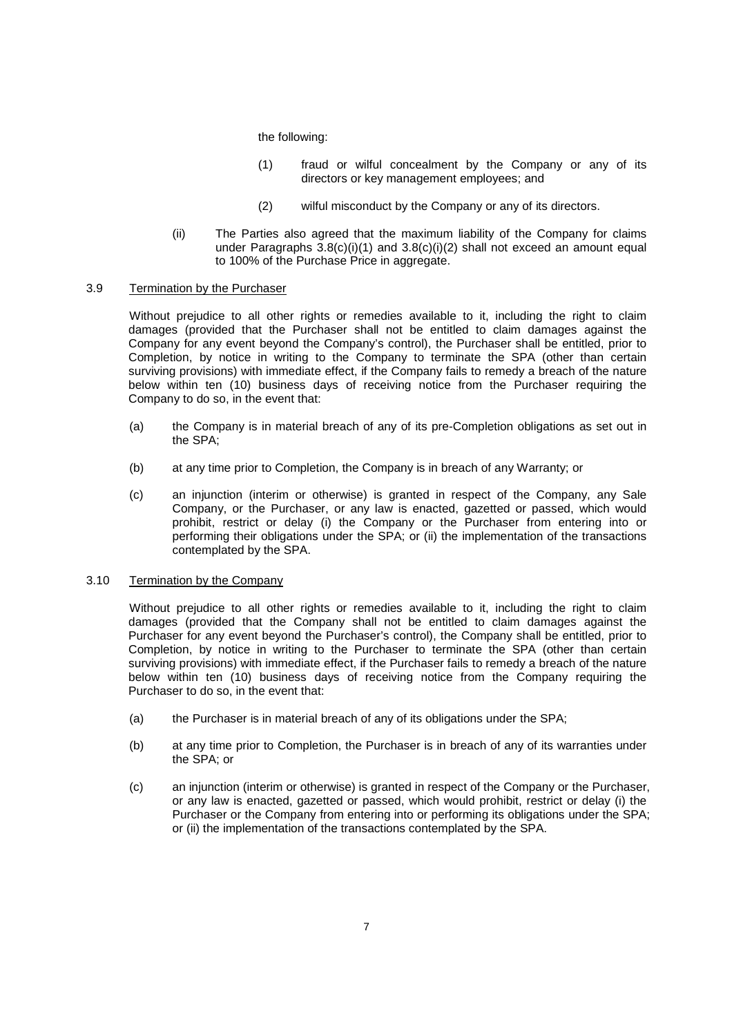the following:

(1) fraud or wilful concealment by the Company or any of its directors or key management employees; and

(2) wilful misconduct by the Company or any of its directors.

(ii) The Parties also agreed that the maximum liability of the Company for claims under Paragraphs 3.8(c)(i)(1) and 3.8(c)(i)(2) shall not exceed an amount equal to 100% of the Purchase Price in aggregate.

3.9 <u>Termination by the Purchaser</u>

Without prejudice to all other rights or remedies available to it, including the right to claim damages (provided that the Purchaser shall not be entitled to claim damages against the Company for any event beyond the Company's control), the Purchaser shall be entitled, prior to Completion, by notice in writing to the Company to terminate the SPA (other than certain surviving provisions) with immediate effect, if the Company fails to remedy a breach of the nature below within ten (10) business days of receiving notice from the Purchaser requiring the Company to do so, in the event that:

(a) the Company is in material breach of any of its pre-Completion obligations as set out in the SPA;

(b) at any time prior to Completion, the Company is in breach of any Warranty; or

(c) an injunction (interim or otherwise) is granted in respect of the Company, any Sale Company, or the Purchaser, or any law is enacted, gazetted or passed, which would prohibit, restrict or delay (i) the Company or the Purchaser from entering into or performing their obligations under the SPA; or (ii) the implementation of the transactions contemplated by the SPA.

3.10 <u>Termination by the Company</u>

Without prejudice to all other rights or remedies available to it, including the right to claim damages (provided that the Company shall not be entitled to claim damages against the Purchaser for any event beyond the Purchaser's control), the Company shall be entitled, prior to Completion, by notice in writing to the Purchaser to terminate the SPA (other than certain surviving provisions) with immediate effect, if the Purchaser fails to remedy a breach of the nature below within ten (10) business days of receiving notice from the Company requiring the Purchaser to do so, in the event that:

(a) the Purchaser is in material breach of any of its obligations under the SPA;

(b) at any time prior to Completion, the Purchaser is in breach of any of its warranties under the SPA; or

(c) an injunction (interim or otherwise) is granted in respect of the Company or the Purchaser, or any law is enacted, gazetted or passed, which would prohibit, restrict or delay (i) the Purchaser or the Company from entering into or performing its obligations under the SPA; or (ii) the implementation of the transactions contemplated by the SPA.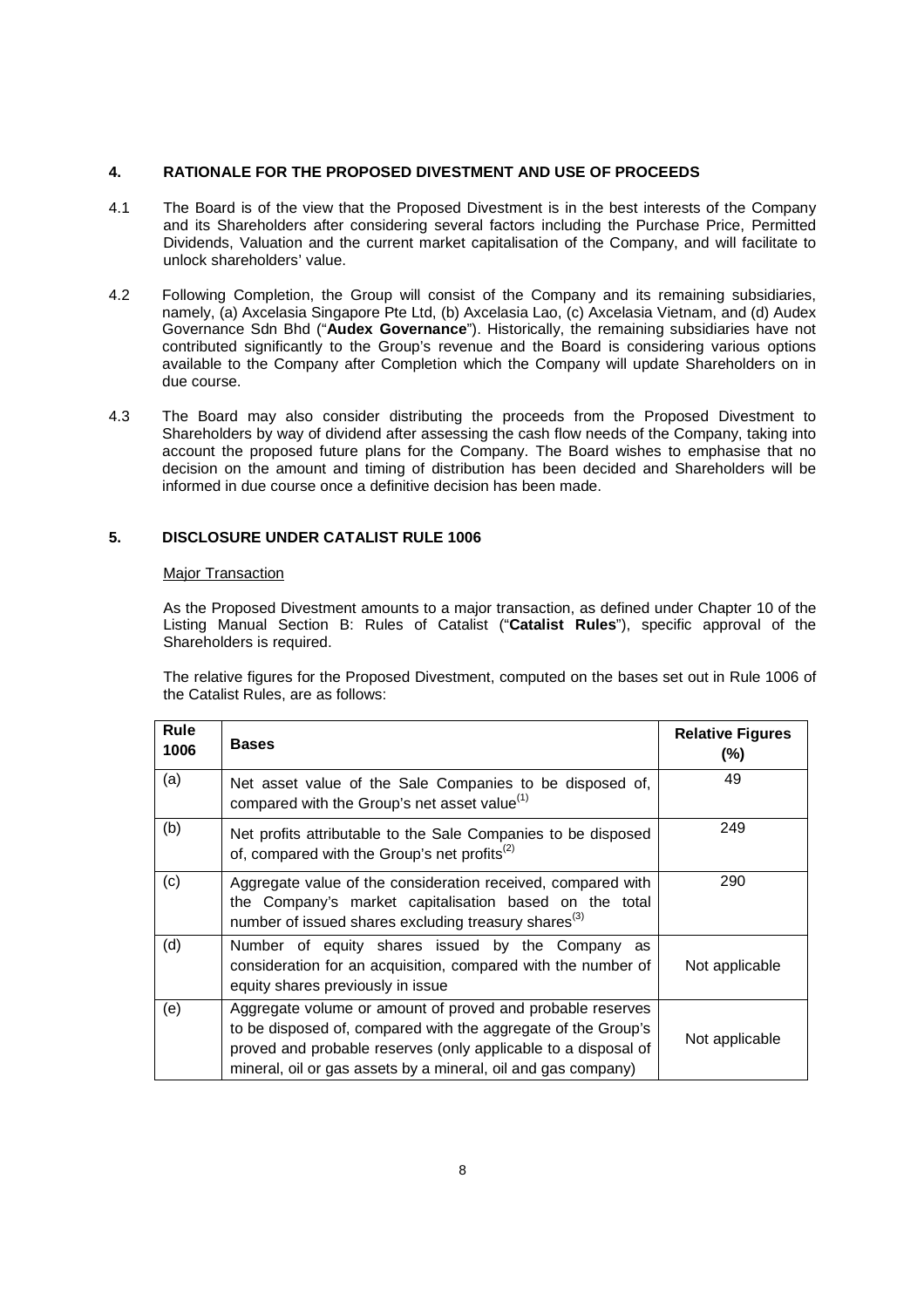## 4. RATIONALE FOR THE PROPOSED DIVESTMENT AND USE OF PROCEEDS

4.1 The Board is of the view that the Proposed Divestment is in the best interests of the Company and its Shareholders after considering several factors including the Purchase Price, Permitted Dividends, Valuation and the current market capitalisation of the Company, and will facilitate to unlock shareholders' value.

4.2 Following Completion, the Group will consist of the Company and its remaining subsidiaries, namely, (a) Axcelasia Singapore Pte Ltd, (b) Axcelasia Lao, (c) Axcelasia Vietnam, and (d) Audex Governance Sdn Bhd ("**Audex Governance**"). Historically, the remaining subsidiaries have not contributed significantly to the Group's revenue and the Board is considering various options available to the Company after Completion which the Company will update Shareholders on in due course.

4.3 The Board may also consider distributing the proceeds from the Proposed Divestment to Shareholders by way of dividend after assessing the cash flow needs of the Company, taking into account the proposed future plans for the Company. The Board wishes to emphasise that no decision on the amount and timing of distribution has been decided and Shareholders will be informed in due course once a definitive decision has been made.

## 5. DISCLOSURE UNDER CATALIST RULE 1006

Major Transaction

As the Proposed Divestment amounts to a major transaction, as defined under Chapter 10 of the Listing Manual Section B: Rules of Catalist ("**Catalist Rules**"), specific approval of the Shareholders is required.

The relative figures for the Proposed Divestment, computed on the bases set out in Rule 1006 of the Catalist Rules, are as follows:

| Rule 1006 | Bases | Relative Figures (%) |
|---|---|---|
| (a) | Net asset value of the Sale Companies to be disposed of, compared with the Group's net asset value[(1)] | 49 |
| (b) | Net profits attributable to the Sale Companies to be disposed of, compared with the Group's net profits[(2)] | 249 |
| (c) | Aggregate value of the consideration received, compared with the Company's market capitalisation based on the total number of issued shares excluding treasury shares[(3)] | 290 |
| (d) | Number of equity shares issued by the Company as consideration for an acquisition, compared with the number of equity shares previously in issue | Not applicable |
| (e) | Aggregate volume or amount of proved and probable reserves to be disposed of, compared with the aggregate of the Group's proved and probable reserves (only applicable to a disposal of mineral, oil or gas assets by a mineral, oil and gas company) | Not applicable |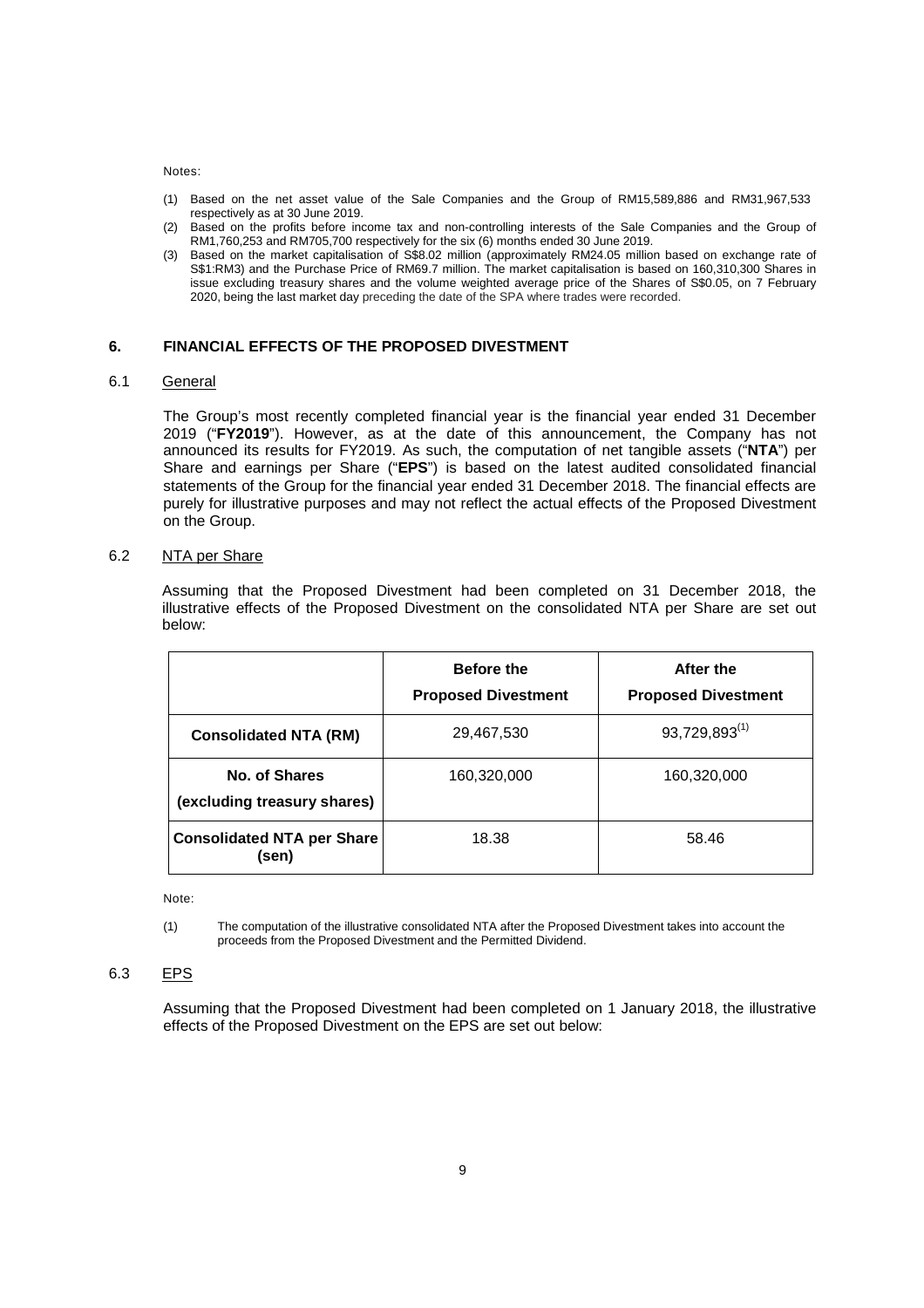Notes:

(1) Based on the net asset value of the Sale Companies and the Group of RM15,589,886 and RM31,967,533 respectively as at 30 June 2019.
(2) Based on the profits before income tax and non-controlling interests of the Sale Companies and the Group of RM1,760,253 and RM705,700 respectively for the six (6) months ended 30 June 2019.
(3) Based on the market capitalisation of S$8.02 million (approximately RM24.05 million based on exchange rate of S$1:RM3) and the Purchase Price of RM69.7 million. The market capitalisation is based on 160,310,300 Shares in issue excluding treasury shares and the volume weighted average price of the Shares of S$0.05, on 7 February 2020, being the last market day preceding the date of the SPA where trades were recorded.

## 6. FINANCIAL EFFECTS OF THE PROPOSED DIVESTMENT

### 6.1 General

The Group's most recently completed financial year is the financial year ended 31 December 2019 ("**FY2019**"). However, as at the date of this announcement, the Company has not announced its results for FY2019. As such, the computation of net tangible assets ("**NTA**") per Share and earnings per Share ("**EPS**") is based on the latest audited consolidated financial statements of the Group for the financial year ended 31 December 2018. The financial effects are purely for illustrative purposes and may not reflect the actual effects of the Proposed Divestment on the Group.

### 6.2 NTA per Share

Assuming that the Proposed Divestment had been completed on 31 December 2018, the illustrative effects of the Proposed Divestment on the consolidated NTA per Share are set out below:

| | Before the Proposed Divestment | After the Proposed Divestment |
|---|---|---|
| **Consolidated NTA (RM)** | 29,467,530 | 93,729,893[1] |
| **No. of Shares (excluding treasury shares)** | 160,320,000 | 160,320,000 |
| **Consolidated NTA per Share (sen)** | 18.38 | 58.46 |

Note:

(1) The computation of the illustrative consolidated NTA after the Proposed Divestment takes into account the proceeds from the Proposed Divestment and the Permitted Dividend.

### 6.3 EPS

Assuming that the Proposed Divestment had been completed on 1 January 2018, the illustrative effects of the Proposed Divestment on the EPS are set out below: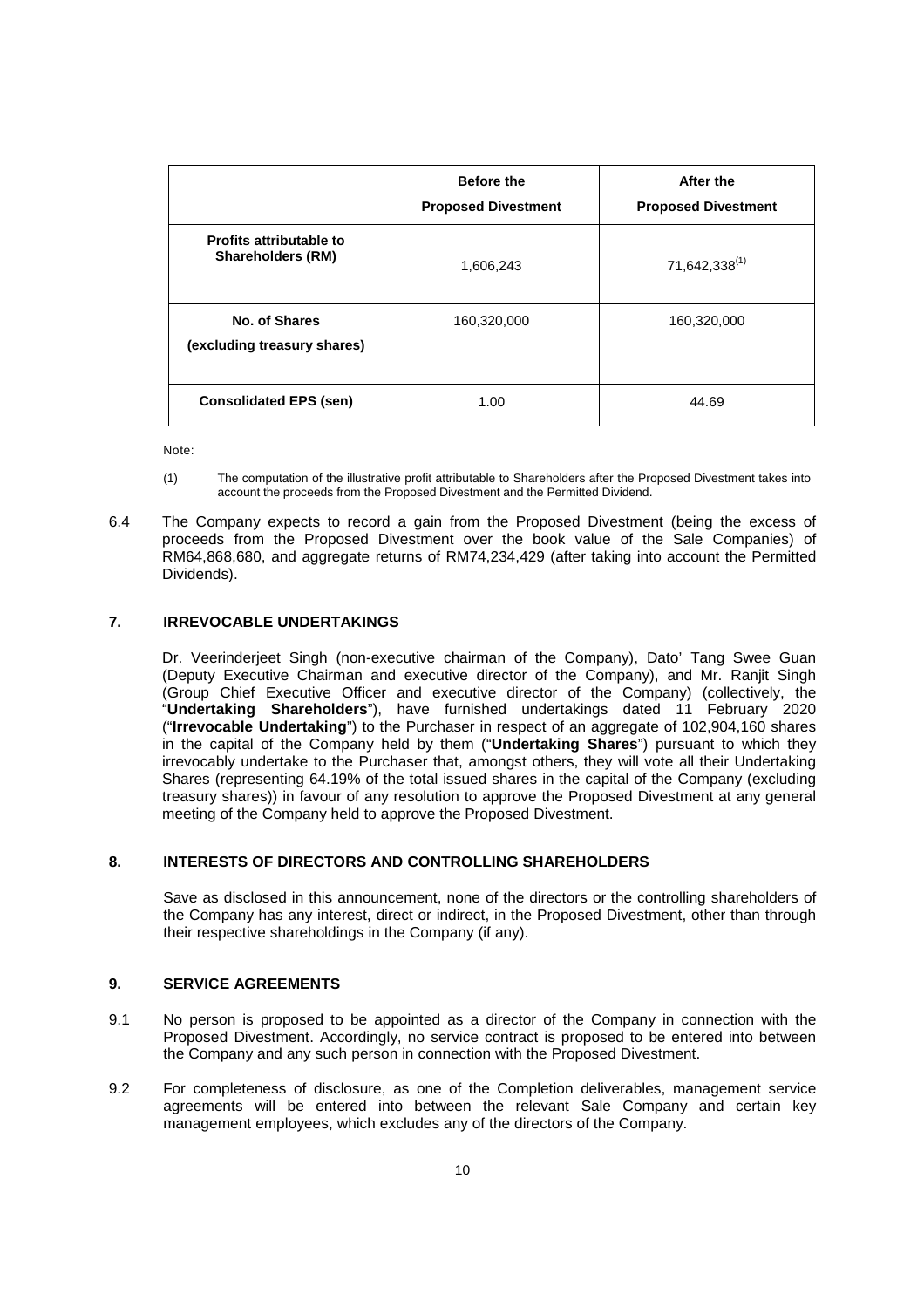| | Before the Proposed Divestment | After the Proposed Divestment |
|---|---|---|
| **Profits attributable to Shareholders (RM)** | 1,606,243 | 71,642,338[(1)] |
| **No. of Shares (excluding treasury shares)** | 160,320,000 | 160,320,000 |
| **Consolidated EPS (sen)** | 1.00 | 44.69 |

Note:

(1) The computation of the illustrative profit attributable to Shareholders after the Proposed Divestment takes into account the proceeds from the Proposed Divestment and the Permitted Dividend.

6.4 The Company expects to record a gain from the Proposed Divestment (being the excess of proceeds from the Proposed Divestment over the book value of the Sale Companies) of RM64,868,680, and aggregate returns of RM74,234,429 (after taking into account the Permitted Dividends).

## 7. IRREVOCABLE UNDERTAKINGS

Dr. Veerinderjeet Singh (non-executive chairman of the Company), Dato' Tang Swee Guan (Deputy Executive Chairman and executive director of the Company), and Mr. Ranjit Singh (Group Chief Executive Officer and executive director of the Company) (collectively, the "**Undertaking Shareholders**"), have furnished undertakings dated 11 February 2020 ("**Irrevocable Undertaking**") to the Purchaser in respect of an aggregate of 102,904,160 shares in the capital of the Company held by them ("**Undertaking Shares**") pursuant to which they irrevocably undertake to the Purchaser that, amongst others, they will vote all their Undertaking Shares (representing 64.19% of the total issued shares in the capital of the Company (excluding treasury shares)) in favour of any resolution to approve the Proposed Divestment at any general meeting of the Company held to approve the Proposed Divestment.

## 8. INTERESTS OF DIRECTORS AND CONTROLLING SHAREHOLDERS

Save as disclosed in this announcement, none of the directors or the controlling shareholders of the Company has any interest, direct or indirect, in the Proposed Divestment, other than through their respective shareholdings in the Company (if any).

## 9. SERVICE AGREEMENTS

9.1 No person is proposed to be appointed as a director of the Company in connection with the Proposed Divestment. Accordingly, no service contract is proposed to be entered into between the Company and any such person in connection with the Proposed Divestment.

9.2 For completeness of disclosure, as one of the Completion deliverables, management service agreements will be entered into between the relevant Sale Company and certain key management employees, which excludes any of the directors of the Company.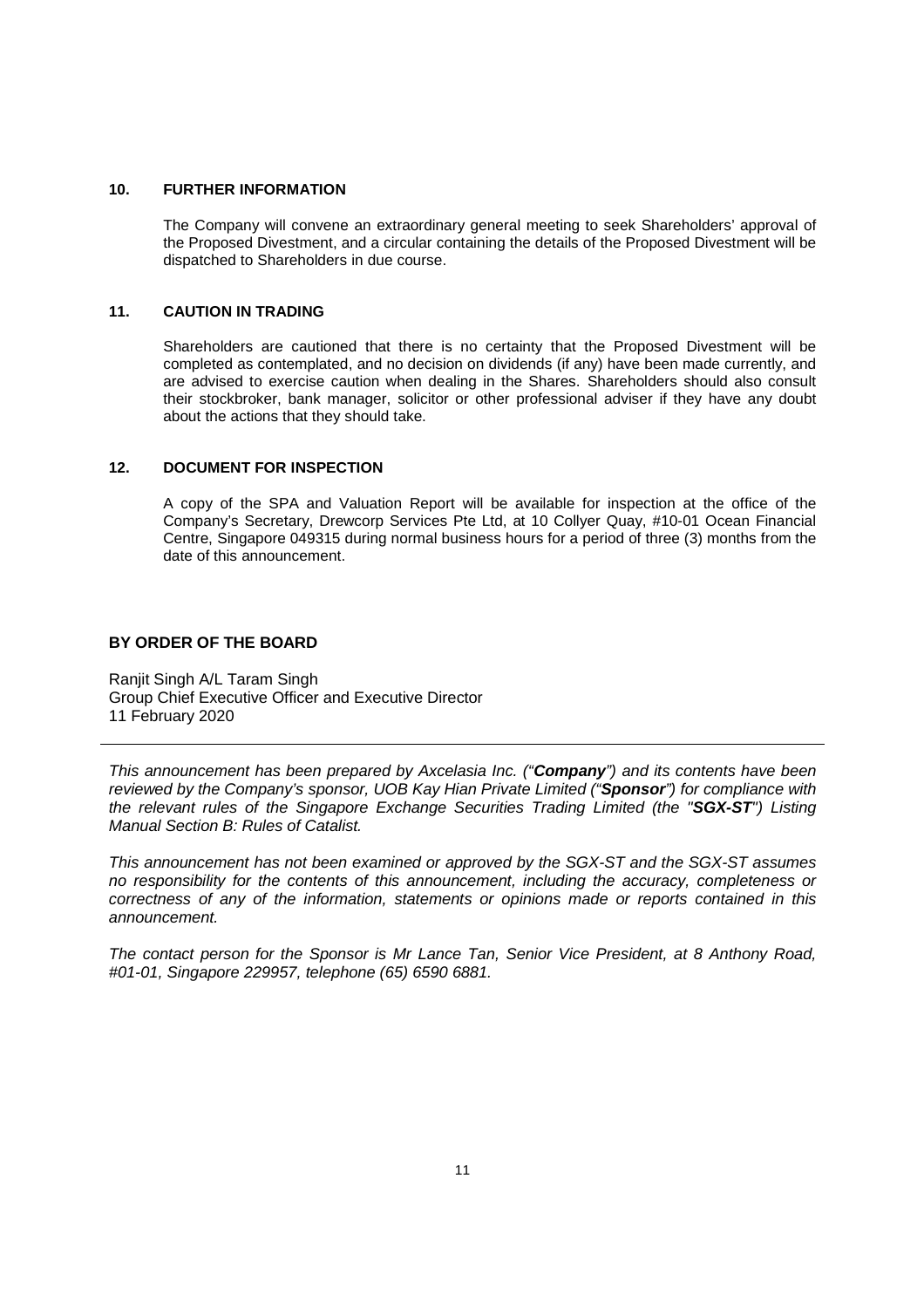## 10. FURTHER INFORMATION

The Company will convene an extraordinary general meeting to seek Shareholders' approval of the Proposed Divestment, and a circular containing the details of the Proposed Divestment will be dispatched to Shareholders in due course.

## 11. CAUTION IN TRADING

Shareholders are cautioned that there is no certainty that the Proposed Divestment will be completed as contemplated, and no decision on dividends (if any) have been made currently, and are advised to exercise caution when dealing in the Shares. Shareholders should also consult their stockbroker, bank manager, solicitor or other professional adviser if they have any doubt about the actions that they should take.

## 12. DOCUMENT FOR INSPECTION

A copy of the SPA and Valuation Report will be available for inspection at the office of the Company's Secretary, Drewcorp Services Pte Ltd, at 10 Collyer Quay, #10-01 Ocean Financial Centre, Singapore 049315 during normal business hours for a period of three (3) months from the date of this announcement.

**BY ORDER OF THE BOARD**

Ranjit Singh A/L Taram Singh
Group Chief Executive Officer and Executive Director
11 February 2020

---

*This announcement has been prepared by Axcelasia Inc. ("**Company**") and its contents have been reviewed by the Company's sponsor, UOB Kay Hian Private Limited ("**Sponsor**") for compliance with the relevant rules of the Singapore Exchange Securities Trading Limited (the "**SGX-ST**") Listing Manual Section B: Rules of Catalist.*

*This announcement has not been examined or approved by the SGX-ST and the SGX-ST assumes no responsibility for the contents of this announcement, including the accuracy, completeness or correctness of any of the information, statements or opinions made or reports contained in this announcement.*

*The contact person for the Sponsor is Mr Lance Tan, Senior Vice President, at 8 Anthony Road, #01-01, Singapore 229957, telephone (65) 6590 6881.*